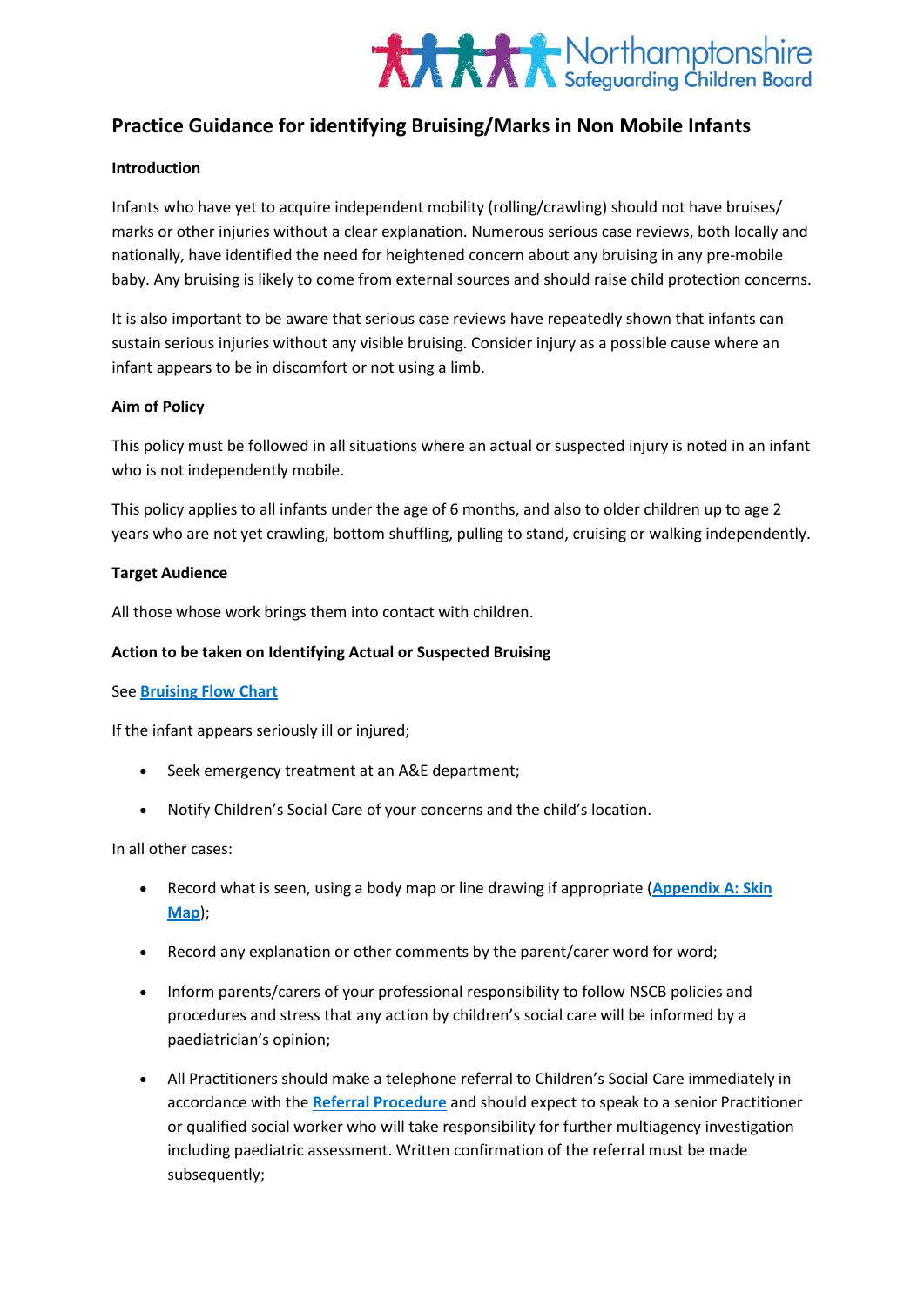Northamptonshire Safeguarding Children Board

# Practice Guidance for identifying Bruising/Marks in Non Mobile Infants

**Introduction**

Infants who have yet to acquire independent mobility (rolling/crawling) should not have bruises/ marks or other injuries without a clear explanation. Numerous serious case reviews, both locally and nationally, have identified the need for heightened concern about any bruising in any pre-mobile baby. Any bruising is likely to come from external sources and should raise child protection concerns.

It is also important to be aware that serious case reviews have repeatedly shown that infants can sustain serious injuries without any visible bruising. Consider injury as a possible cause where an infant appears to be in discomfort or not using a limb.

**Aim of Policy**

This policy must be followed in all situations where an actual or suspected injury is noted in an infant who is not independently mobile.

This policy applies to all infants under the age of 6 months, and also to older children up to age 2 years who are not yet crawling, bottom shuffling, pulling to stand, cruising or walking independently.

**Target Audience**

All those whose work brings them into contact with children.

**Action to be taken on Identifying Actual or Suspected Bruising**

See **Bruising Flow Chart**

If the infant appears seriously ill or injured;

- Seek emergency treatment at an A&E department;
- Notify Children's Social Care of your concerns and the child's location.

In all other cases:

- Record what is seen, using a body map or line drawing if appropriate (**Appendix A: Skin Map**);
- Record any explanation or other comments by the parent/carer word for word;
- Inform parents/carers of your professional responsibility to follow NSCB policies and procedures and stress that any action by children's social care will be informed by a paediatrician's opinion;
- All Practitioners should make a telephone referral to Children's Social Care immediately in accordance with the **Referral Procedure** and should expect to speak to a senior Practitioner or qualified social worker who will take responsibility for further multiagency investigation including paediatric assessment. Written confirmation of the referral must be made subsequently;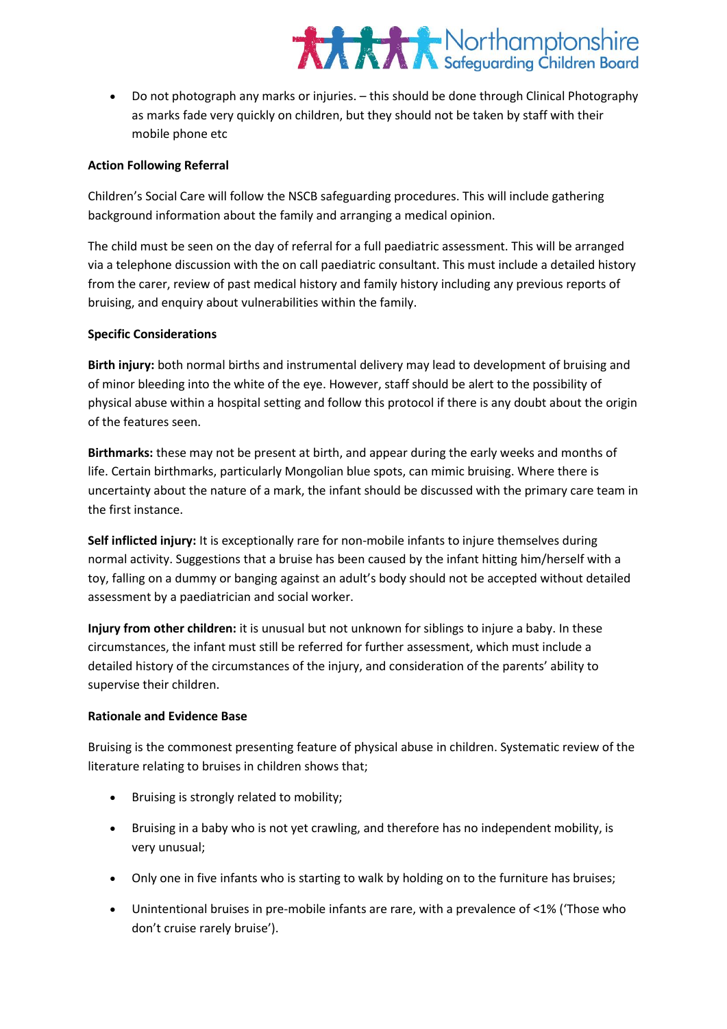- Do not photograph any marks or injuries. – this should be done through Clinical Photography as marks fade very quickly on children, but they should not be taken by staff with their mobile phone etc

**Action Following Referral**

Children's Social Care will follow the NSCB safeguarding procedures. This will include gathering background information about the family and arranging a medical opinion.

The child must be seen on the day of referral for a full paediatric assessment. This will be arranged via a telephone discussion with the on call paediatric consultant. This must include a detailed history from the carer, review of past medical history and family history including any previous reports of bruising, and enquiry about vulnerabilities within the family.

**Specific Considerations**

**Birth injury:** both normal births and instrumental delivery may lead to development of bruising and of minor bleeding into the white of the eye. However, staff should be alert to the possibility of physical abuse within a hospital setting and follow this protocol if there is any doubt about the origin of the features seen.

**Birthmarks:** these may not be present at birth, and appear during the early weeks and months of life. Certain birthmarks, particularly Mongolian blue spots, can mimic bruising. Where there is uncertainty about the nature of a mark, the infant should be discussed with the primary care team in the first instance.

**Self inflicted injury:** It is exceptionally rare for non-mobile infants to injure themselves during normal activity. Suggestions that a bruise has been caused by the infant hitting him/herself with a toy, falling on a dummy or banging against an adult's body should not be accepted without detailed assessment by a paediatrician and social worker.

**Injury from other children:** it is unusual but not unknown for siblings to injure a baby. In these circumstances, the infant must still be referred for further assessment, which must include a detailed history of the circumstances of the injury, and consideration of the parents' ability to supervise their children.

**Rationale and Evidence Base**

Bruising is the commonest presenting feature of physical abuse in children. Systematic review of the literature relating to bruises in children shows that;

- Bruising is strongly related to mobility;
- Bruising in a baby who is not yet crawling, and therefore has no independent mobility, is very unusual;
- Only one in five infants who is starting to walk by holding on to the furniture has bruises;
- Unintentional bruises in pre-mobile infants are rare, with a prevalence of <1% ('Those who don't cruise rarely bruise').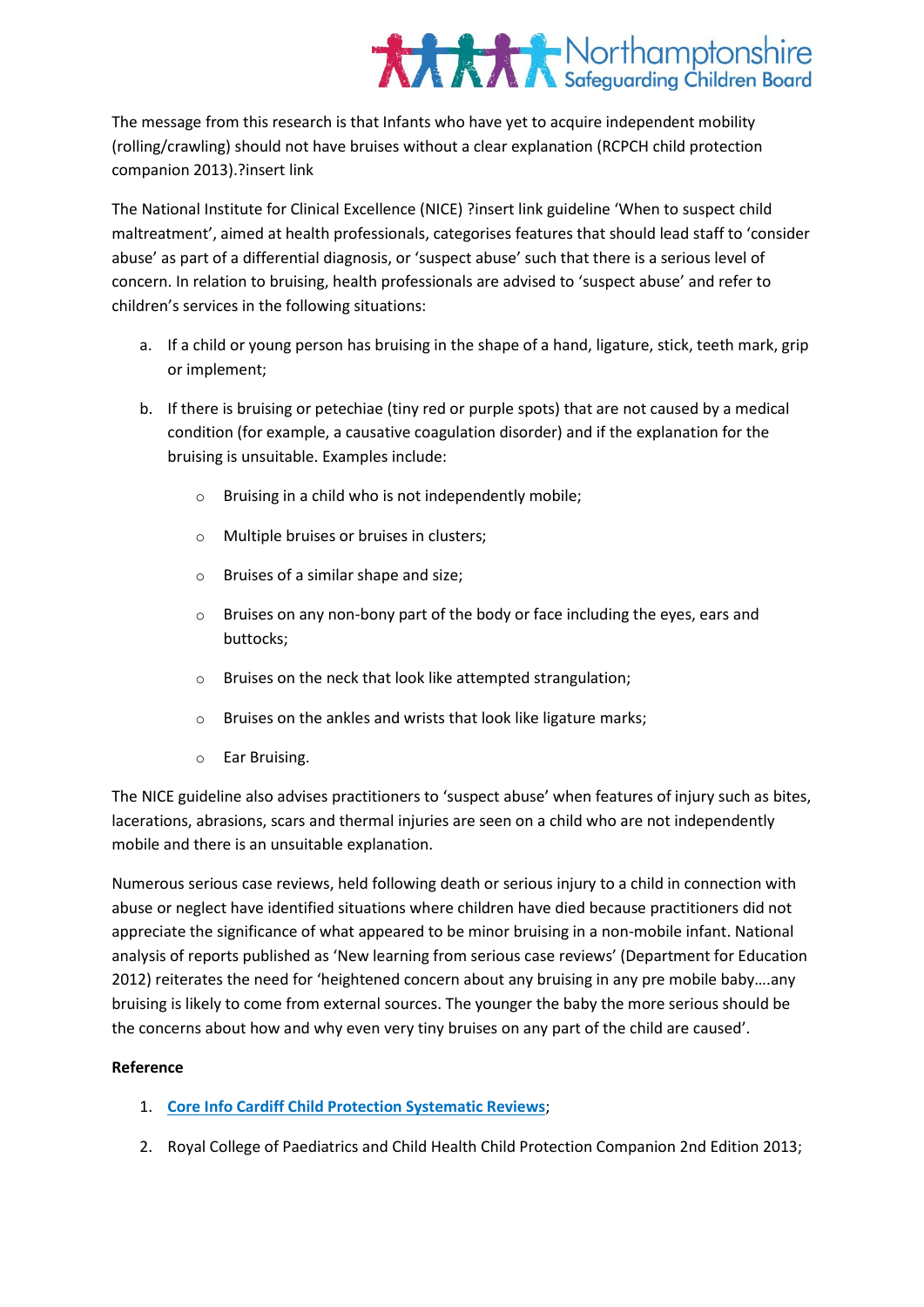The message from this research is that Infants who have yet to acquire independent mobility (rolling/crawling) should not have bruises without a clear explanation (RCPCH child protection companion 2013).?insert link

The National Institute for Clinical Excellence (NICE) ?insert link guideline 'When to suspect child maltreatment', aimed at health professionals, categorises features that should lead staff to 'consider abuse' as part of a differential diagnosis, or 'suspect abuse' such that there is a serious level of concern. In relation to bruising, health professionals are advised to 'suspect abuse' and refer to children's services in the following situations:

a. If a child or young person has bruising in the shape of a hand, ligature, stick, teeth mark, grip or implement;

b. If there is bruising or petechiae (tiny red or purple spots) that are not caused by a medical condition (for example, a causative coagulation disorder) and if the explanation for the bruising is unsuitable. Examples include:

    - Bruising in a child who is not independently mobile;
    - Multiple bruises or bruises in clusters;
    - Bruises of a similar shape and size;
    - Bruises on any non-bony part of the body or face including the eyes, ears and buttocks;
    - Bruises on the neck that look like attempted strangulation;
    - Bruises on the ankles and wrists that look like ligature marks;
    - Ear Bruising.

The NICE guideline also advises practitioners to 'suspect abuse' when features of injury such as bites, lacerations, abrasions, scars and thermal injuries are seen on a child who are not independently mobile and there is an unsuitable explanation.

Numerous serious case reviews, held following death or serious injury to a child in connection with abuse or neglect have identified situations where children have died because practitioners did not appreciate the significance of what appeared to be minor bruising in a non-mobile infant. National analysis of reports published as 'New learning from serious case reviews' (Department for Education 2012) reiterates the need for 'heightened concern about any bruising in any pre mobile baby….any bruising is likely to come from external sources. The younger the baby the more serious should be the concerns about how and why even very tiny bruises on any part of the child are caused'.

**Reference**

1. Core Info Cardiff Child Protection Systematic Reviews;
2. Royal College of Paediatrics and Child Health Child Protection Companion 2nd Edition 2013;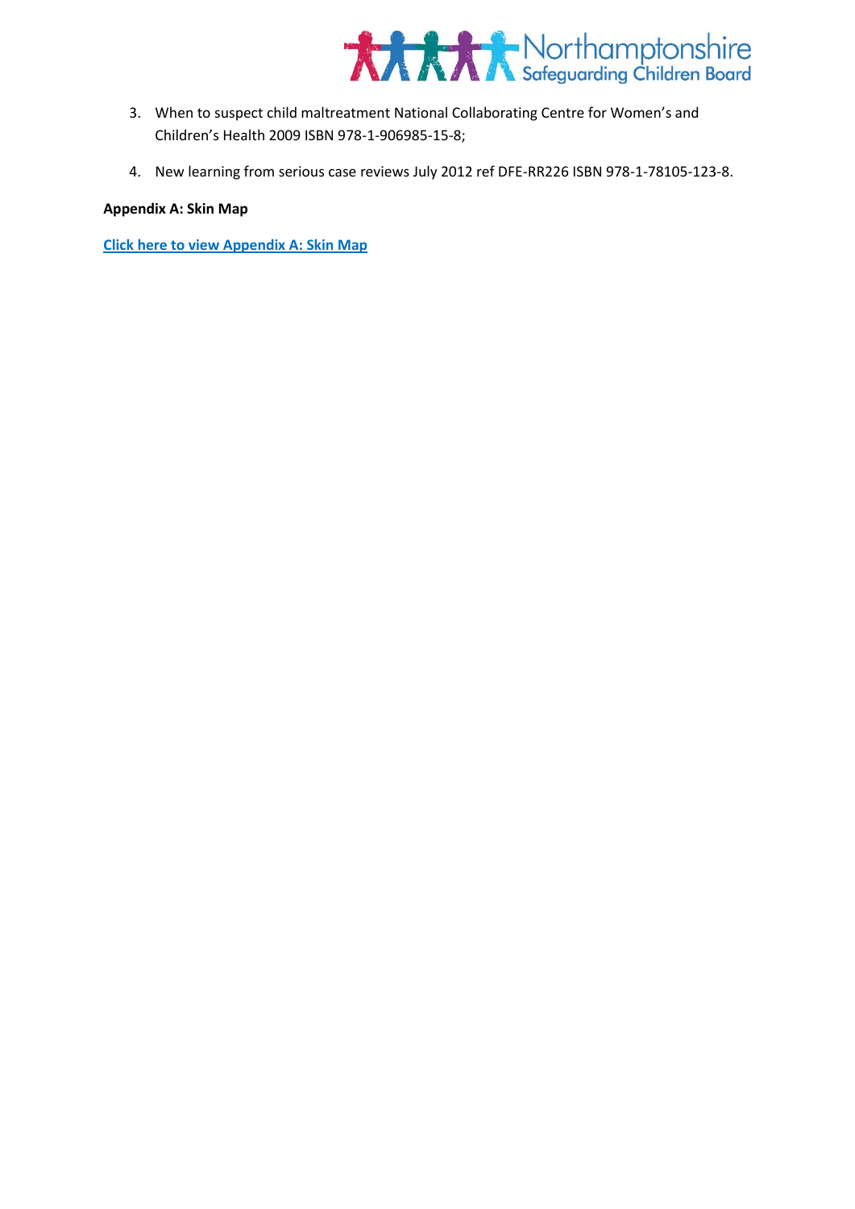3. When to suspect child maltreatment National Collaborating Centre for Women's and Children's Health 2009 ISBN 978-1-906985-15-8;

4. New learning from serious case reviews July 2012 ref DFE-RR226 ISBN 978-1-78105-123-8.

**Appendix A: Skin Map**

**Click here to view Appendix A: Skin Map**